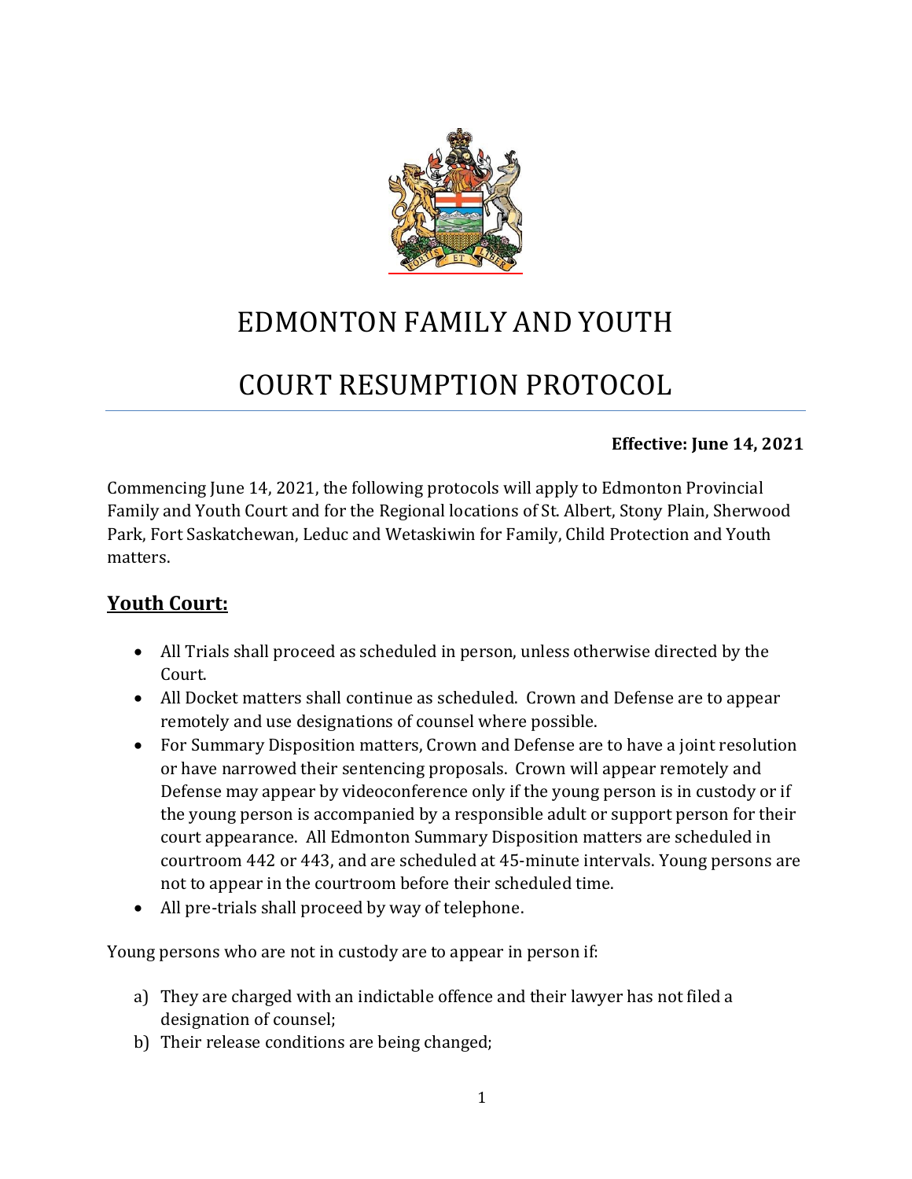# EDMONTON FAMILY AND YOUTH

# COURT RESUMPTION PROTOCOL

**Effective: June 14, 2021**

Commencing June 14, 2021, the following protocols will apply to Edmonton Provincial Family and Youth Court and for the Regional locations of St. Albert, Stony Plain, Sherwood Park, Fort Saskatchewan, Leduc and Wetaskiwin for Family, Child Protection and Youth matters.

## Youth Court:

- All Trials shall proceed as scheduled in person, unless otherwise directed by the Court.
- All Docket matters shall continue as scheduled. Crown and Defense are to appear remotely and use designations of counsel where possible.
- For Summary Disposition matters, Crown and Defense are to have a joint resolution or have narrowed their sentencing proposals. Crown will appear remotely and Defense may appear by videoconference only if the young person is in custody or if the young person is accompanied by a responsible adult or support person for their court appearance. All Edmonton Summary Disposition matters are scheduled in courtroom 442 or 443, and are scheduled at 45-minute intervals. Young persons are not to appear in the courtroom before their scheduled time.
- All pre-trials shall proceed by way of telephone.

Young persons who are not in custody are to appear in person if:

a) They are charged with an indictable offence and their lawyer has not filed a designation of counsel;
b) Their release conditions are being changed;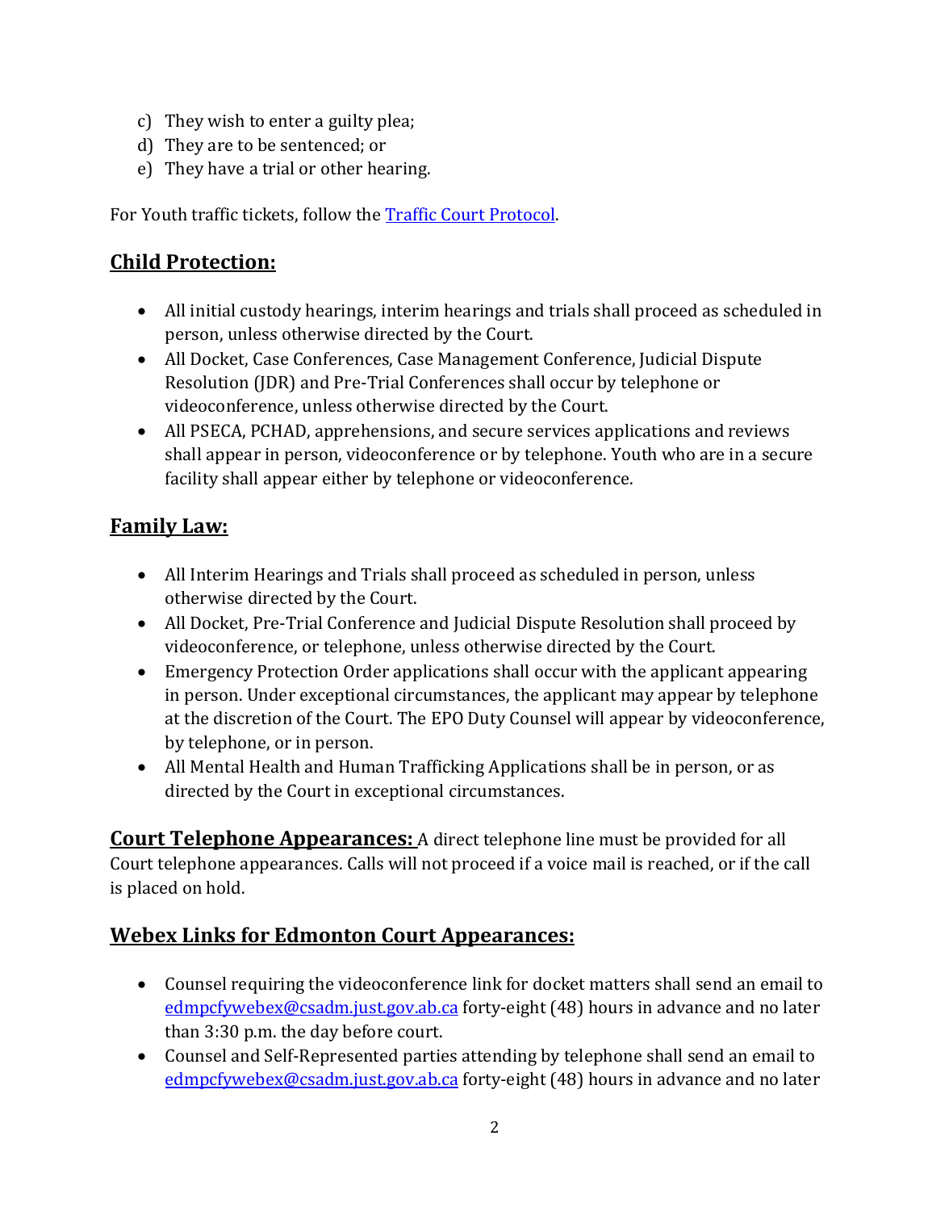c) They wish to enter a guilty plea;
d) They are to be sentenced; or
e) They have a trial or other hearing.

For Youth traffic tickets, follow the [Traffic Court Protocol](Traffic Court Protocol).

## Child Protection:

- All initial custody hearings, interim hearings and trials shall proceed as scheduled in person, unless otherwise directed by the Court.
- All Docket, Case Conferences, Case Management Conference, Judicial Dispute Resolution (JDR) and Pre-Trial Conferences shall occur by telephone or videoconference, unless otherwise directed by the Court.
- All PSECA, PCHAD, apprehensions, and secure services applications and reviews shall appear in person, videoconference or by telephone. Youth who are in a secure facility shall appear either by telephone or videoconference.

## Family Law:

- All Interim Hearings and Trials shall proceed as scheduled in person, unless otherwise directed by the Court.
- All Docket, Pre-Trial Conference and Judicial Dispute Resolution shall proceed by videoconference, or telephone, unless otherwise directed by the Court.
- Emergency Protection Order applications shall occur with the applicant appearing in person. Under exceptional circumstances, the applicant may appear by telephone at the discretion of the Court. The EPO Duty Counsel will appear by videoconference, by telephone, or in person.
- All Mental Health and Human Trafficking Applications shall be in person, or as directed by the Court in exceptional circumstances.

**Court Telephone Appearances:** A direct telephone line must be provided for all Court telephone appearances. Calls will not proceed if a voice mail is reached, or if the call is placed on hold.

## Webex Links for Edmonton Court Appearances:

- Counsel requiring the videoconference link for docket matters shall send an email to edmpcfywebex@csadm.just.gov.ab.ca forty-eight (48) hours in advance and no later than 3:30 p.m. the day before court.
- Counsel and Self-Represented parties attending by telephone shall send an email to edmpcfywebex@csadm.just.gov.ab.ca forty-eight (48) hours in advance and no later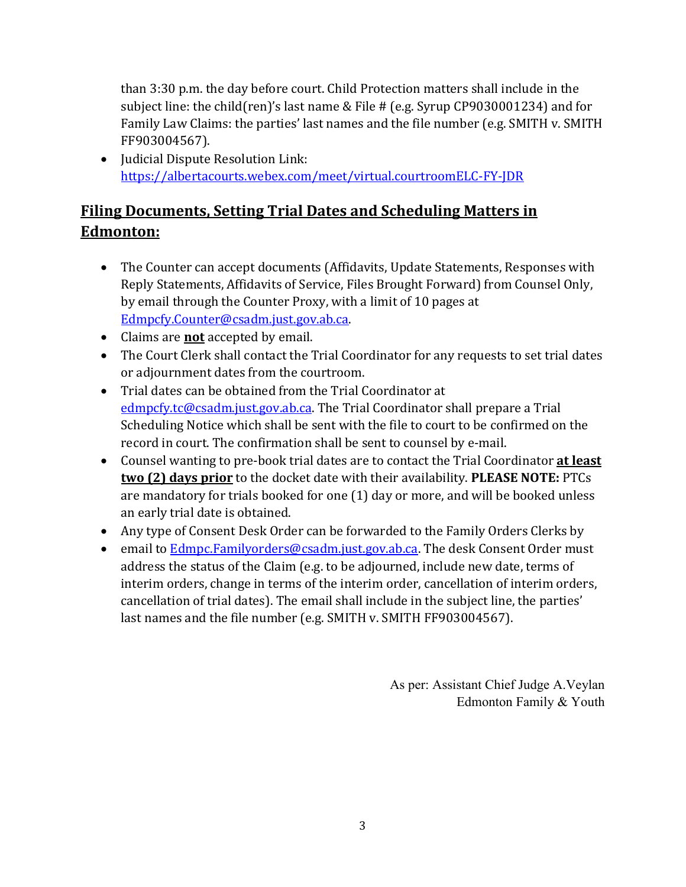than 3:30 p.m. the day before court. Child Protection matters shall include in the subject line: the child(ren)'s last name & File # (e.g. Syrup CP9030001234) and for Family Law Claims: the parties' last names and the file number (e.g. SMITH v. SMITH FF903004567).

- Judicial Dispute Resolution Link: [https://albertacourts.webex.com/meet/virtual.courtroomELC-FY-JDR](https://albertacourts.webex.com/meet/virtual.courtroomELC-FY-JDR)

## Filing Documents, Setting Trial Dates and Scheduling Matters in Edmonton:

- The Counter can accept documents (Affidavits, Update Statements, Responses with Reply Statements, Affidavits of Service, Files Brought Forward) from Counsel Only, by email through the Counter Proxy, with a limit of 10 pages at Edmpcfy.Counter@csadm.just.gov.ab.ca.
- Claims are **not** accepted by email.
- The Court Clerk shall contact the Trial Coordinator for any requests to set trial dates or adjournment dates from the courtroom.
- Trial dates can be obtained from the Trial Coordinator at edmpcfy.tc@csadm.just.gov.ab.ca. The Trial Coordinator shall prepare a Trial Scheduling Notice which shall be sent with the file to court to be confirmed on the record in court. The confirmation shall be sent to counsel by e-mail.
- Counsel wanting to pre-book trial dates are to contact the Trial Coordinator **at least two (2) days prior** to the docket date with their availability. **PLEASE NOTE:** PTCs are mandatory for trials booked for one (1) day or more, and will be booked unless an early trial date is obtained.
- Any type of Consent Desk Order can be forwarded to the Family Orders Clerks by
- email to Edmpc.Familyorders@csadm.just.gov.ab.ca. The desk Consent Order must address the status of the Claim (e.g. to be adjourned, include new date, terms of interim orders, change in terms of the interim order, cancellation of interim orders, cancellation of trial dates). The email shall include in the subject line, the parties' last names and the file number (e.g. SMITH v. SMITH FF903004567).

As per: Assistant Chief Judge A.Veylan
Edmonton Family & Youth